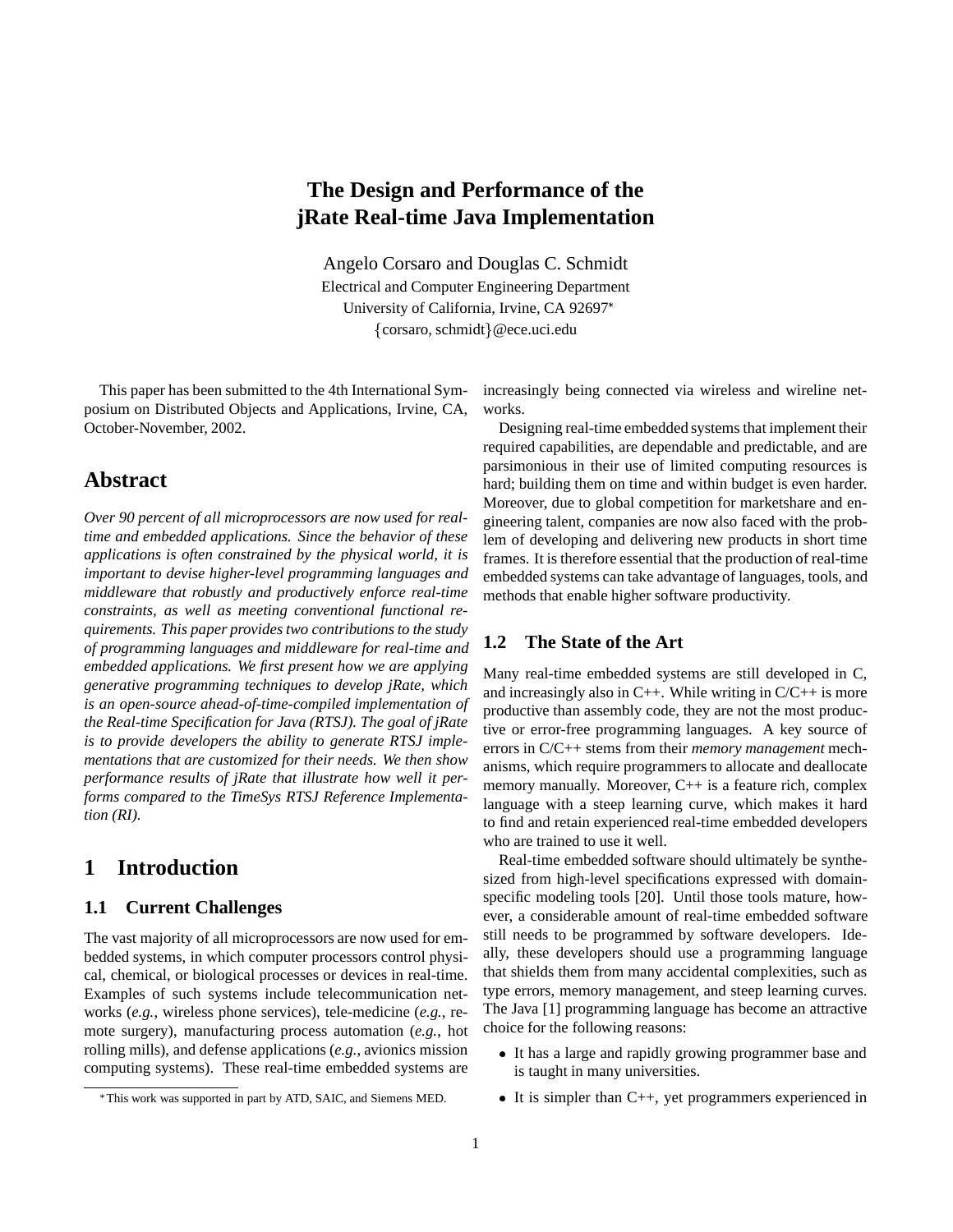# The Design and Performance of the jRate Real-time Java Implementation

Angelo Corsaro and Douglas C. Schmidt
Electrical and Computer Engineering Department
University of California, Irvine, CA 92697*
{corsaro, schmidt}@ece.uci.edu

This paper has been submitted to the 4th International Symposium on Distributed Objects and Applications, Irvine, CA, October-November, 2002.

## Abstract

*Over 90 percent of all microprocessors are now used for real-time and embedded applications. Since the behavior of these applications is often constrained by the physical world, it is important to devise higher-level programming languages and middleware that robustly and productively enforce real-time constraints, as well as meeting conventional functional requirements. This paper provides two contributions to the study of programming languages and middleware for real-time and embedded applications. We first present how we are applying generative programming techniques to develop jRate, which is an open-source ahead-of-time-compiled implementation of the Real-time Specification for Java (RTSJ). The goal of jRate is to provide developers the ability to generate RTSJ implementations that are customized for their needs. We then show performance results of jRate that illustrate how well it performs compared to the TimeSys RTSJ Reference Implementation (RI).*

## 1 Introduction

### 1.1 Current Challenges

The vast majority of all microprocessors are now used for embedded systems, in which computer processors control physical, chemical, or biological processes or devices in real-time. Examples of such systems include telecommunication networks (*e.g.*, wireless phone services), tele-medicine (*e.g.*, remote surgery), manufacturing process automation (*e.g.*, hot rolling mills), and defense applications (*e.g.*, avionics mission computing systems). These real-time embedded systems are increasingly being connected via wireless and wireline networks.

Designing real-time embedded systems that implement their required capabilities, are dependable and predictable, and are parsimonious in their use of limited computing resources is hard; building them on time and within budget is even harder. Moreover, due to global competition for marketshare and engineering talent, companies are now also faced with the problem of developing and delivering new products in short time frames. It is therefore essential that the production of real-time embedded systems can take advantage of languages, tools, and methods that enable higher software productivity.

### 1.2 The State of the Art

Many real-time embedded systems are still developed in C, and increasingly also in C++. While writing in C/C++ is more productive than assembly code, they are not the most productive or error-free programming languages. A key source of errors in C/C++ stems from their *memory management* mechanisms, which require programmers to allocate and deallocate memory manually. Moreover, C++ is a feature rich, complex language with a steep learning curve, which makes it hard to find and retain experienced real-time embedded developers who are trained to use it well.

Real-time embedded software should ultimately be synthesized from high-level specifications expressed with domain-specific modeling tools [20]. Until those tools mature, however, a considerable amount of real-time embedded software still needs to be programmed by software developers. Ideally, these developers should use a programming language that shields them from many accidental complexities, such as type errors, memory management, and steep learning curves. The Java [1] programming language has become an attractive choice for the following reasons:

- It has a large and rapidly growing programmer base and is taught in many universities.
- It is simpler than C++, yet programmers experienced in

*This work was supported in part by ATD, SAIC, and Siemens MED.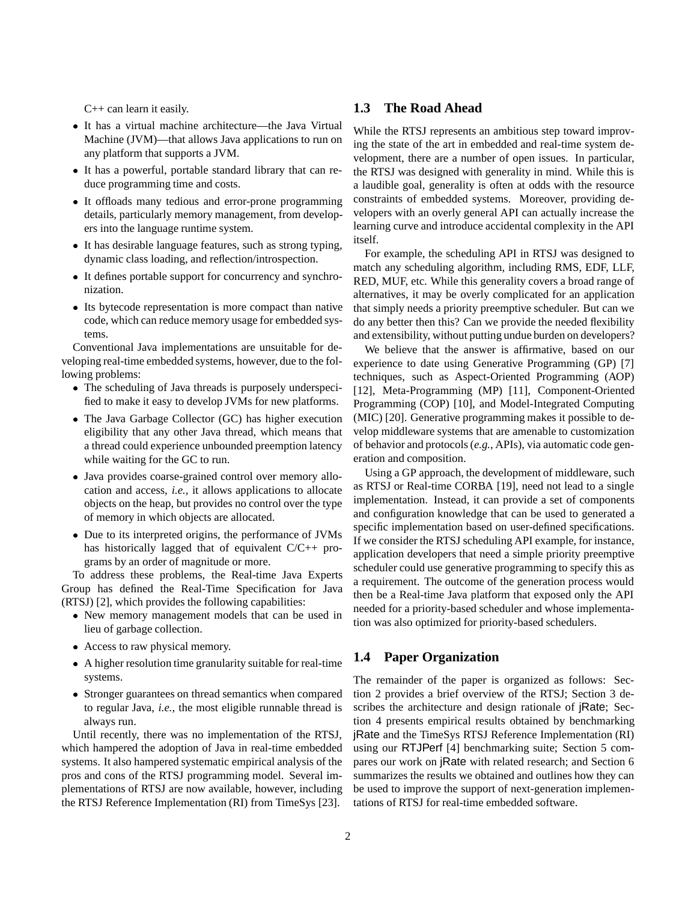C++ can learn it easily.

- It has a virtual machine architecture—the Java Virtual Machine (JVM)—that allows Java applications to run on any platform that supports a JVM.
- It has a powerful, portable standard library that can reduce programming time and costs.
- It offloads many tedious and error-prone programming details, particularly memory management, from developers into the language runtime system.
- It has desirable language features, such as strong typing, dynamic class loading, and reflection/introspection.
- It defines portable support for concurrency and synchronization.
- Its bytecode representation is more compact than native code, which can reduce memory usage for embedded systems.

Conventional Java implementations are unsuitable for developing real-time embedded systems, however, due to the following problems:

- The scheduling of Java threads is purposely underspecified to make it easy to develop JVMs for new platforms.
- The Java Garbage Collector (GC) has higher execution eligibility that any other Java thread, which means that a thread could experience unbounded preemption latency while waiting for the GC to run.
- Java provides coarse-grained control over memory allocation and access, *i.e.,* it allows applications to allocate objects on the heap, but provides no control over the type of memory in which objects are allocated.
- Due to its interpreted origins, the performance of JVMs has historically lagged that of equivalent C/C++ programs by an order of magnitude or more.

To address these problems, the Real-time Java Experts Group has defined the Real-Time Specification for Java (RTSJ) [2], which provides the following capabilities:

- New memory management models that can be used in lieu of garbage collection.
- Access to raw physical memory.
- A higher resolution time granularity suitable for real-time systems.
- Stronger guarantees on thread semantics when compared to regular Java, *i.e.,* the most eligible runnable thread is always run.

Until recently, there was no implementation of the RTSJ, which hampered the adoption of Java in real-time embedded systems. It also hampered systematic empirical analysis of the pros and cons of the RTSJ programming model. Several implementations of RTSJ are now available, however, including the RTSJ Reference Implementation (RI) from TimeSys [23].

## 1.3 The Road Ahead

While the RTSJ represents an ambitious step toward improving the state of the art in embedded and real-time system development, there are a number of open issues. In particular, the RTSJ was designed with generality in mind. While this is a laudible goal, generality is often at odds with the resource constraints of embedded systems. Moreover, providing developers with an overly general API can actually increase the learning curve and introduce accidental complexity in the API itself.

For example, the scheduling API in RTSJ was designed to match any scheduling algorithm, including RMS, EDF, LLF, RED, MUF, etc. While this generality covers a broad range of alternatives, it may be overly complicated for an application that simply needs a priority preemptive scheduler. But can we do any better then this? Can we provide the needed flexibility and extensibility, without putting undue burden on developers?

We believe that the answer is affirmative, based on our experience to date using Generative Programming (GP) [7] techniques, such as Aspect-Oriented Programming (AOP) [12], Meta-Programming (MP) [11], Component-Oriented Programming (COP) [10], and Model-Integrated Computing (MIC) [20]. Generative programming makes it possible to develop middleware systems that are amenable to customization of behavior and protocols (*e.g.,* APIs), via automatic code generation and composition.

Using a GP approach, the development of middleware, such as RTSJ or Real-time CORBA [19], need not lead to a single implementation. Instead, it can provide a set of components and configuration knowledge that can be used to generated a specific implementation based on user-defined specifications. If we consider the RTSJ scheduling API example, for instance, application developers that need a simple priority preemptive scheduler could use generative programming to specify this as a requirement. The outcome of the generation process would then be a Real-time Java platform that exposed only the API needed for a priority-based scheduler and whose implementation was also optimized for priority-based schedulers.

## 1.4 Paper Organization

The remainder of the paper is organized as follows: Section 2 provides a brief overview of the RTSJ; Section 3 describes the architecture and design rationale of jRate; Section 4 presents empirical results obtained by benchmarking jRate and the TimeSys RTSJ Reference Implementation (RI) using our RTJPerf [4] benchmarking suite; Section 5 compares our work on jRate with related research; and Section 6 summarizes the results we obtained and outlines how they can be used to improve the support of next-generation implementations of RTSJ for real-time embedded software.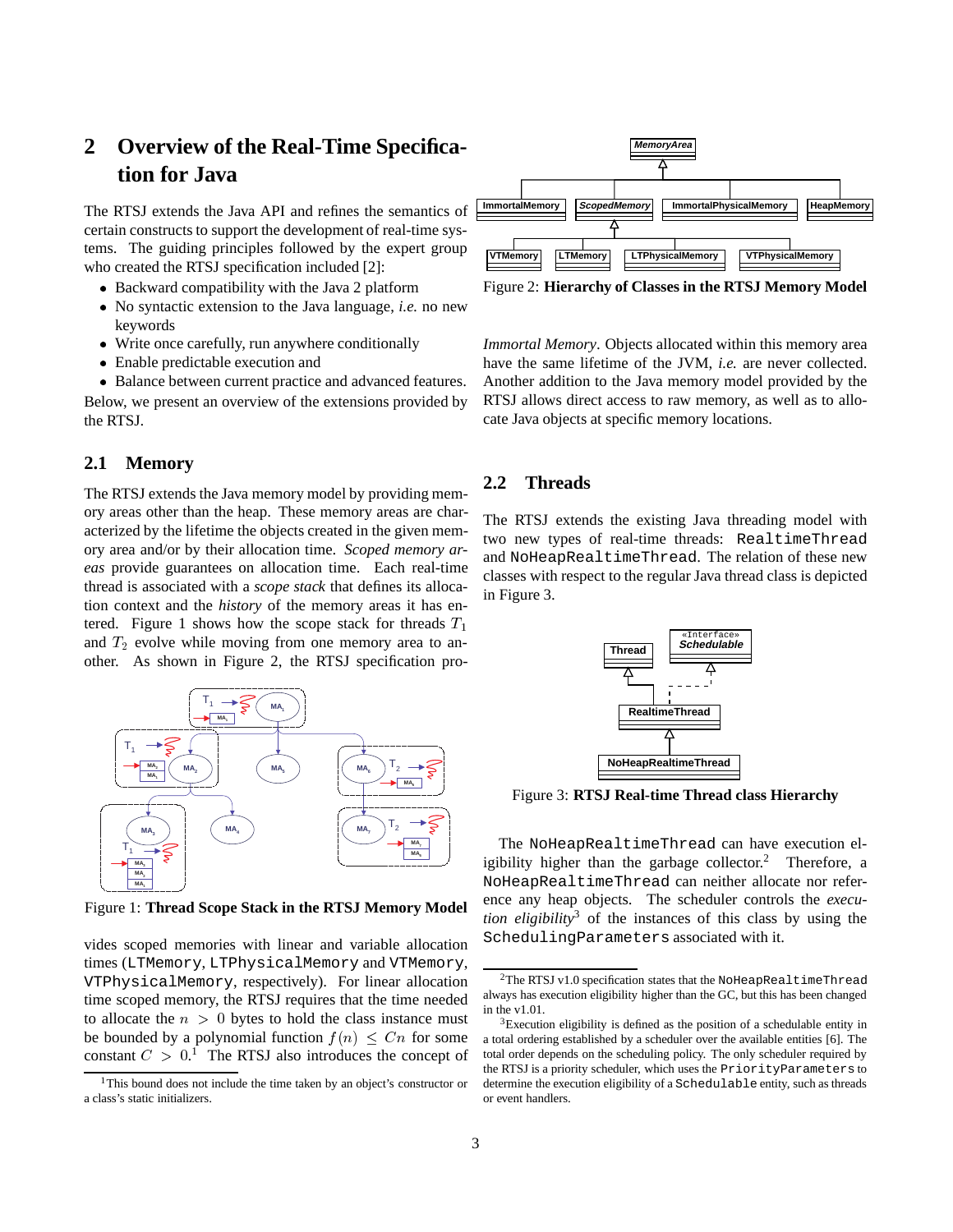## 2 Overview of the Real-Time Specification for Java

The RTSJ extends the Java API and refines the semantics of certain constructs to support the development of real-time systems. The guiding principles followed by the expert group who created the RTSJ specification included [2]:

- Backward compatibility with the Java 2 platform
- No syntactic extension to the Java language, *i.e.* no new keywords
- Write once carefully, run anywhere conditionally
- Enable predictable execution and
- Balance between current practice and advanced features.

Below, we present an overview of the extensions provided by the RTSJ.

### 2.1 Memory

The RTSJ extends the Java memory model by providing memory areas other than the heap. These memory areas are characterized by the lifetime the objects created in the given memory area and/or by their allocation time. *Scoped memory areas* provide guarantees on allocation time. Each real-time thread is associated with a *scope stack* that defines its allocation context and the *history* of the memory areas it has entered. Figure 1 shows how the scope stack for threads $T_1$ and $T_2$ evolve while moving from one memory area to another. As shown in Figure 2, the RTSJ specification provides scoped memories with linear and variable allocation times (`LTMemory`, `LTPhysicalMemory` and `VTMemory`, `VTPhysicalMemory`, respectively). For linear allocation time scoped memory, the RTSJ requires that the time needed to allocate the $n > 0$ bytes to hold the class instance must be bounded by a polynomial function $f(n) \leq Cn$ for some constant $C > 0$.[1] The RTSJ also introduces the concept of

Figure 1: **Thread Scope Stack in the RTSJ Memory Model**

Figure 2: **Hierarchy of Classes in the RTSJ Memory Model**

*Immortal Memory*. Objects allocated within this memory area have the same lifetime of the JVM, *i.e.* are never collected. Another addition to the Java memory model provided by the RTSJ allows direct access to raw memory, as well as to allocate Java objects at specific memory locations.

### 2.2 Threads

The RTSJ extends the existing Java threading model with two new types of real-time threads: `RealtimeThread` and `NoHeapRealtimeThread`. The relation of these new classes with respect to the regular Java thread class is depicted in Figure 3.

Figure 3: **RTSJ Real-time Thread class Hierarchy**

The `NoHeapRealtimeThread` can have execution eligibility higher than the garbage collector.[2] Therefore, a `NoHeapRealtimeThread` can neither allocate nor reference any heap objects. The scheduler controls the *execution eligibility*[3] of the instances of this class by using the `SchedulingParameters` associated with it.

---

[1] This bound does not include the time taken by an object's constructor or a class's static initializers.

[2] The RTSJ v1.0 specification states that the `NoHeapRealtimeThread` always has execution eligibility higher than the GC, but this has been changed in the v1.01.

[3] Execution eligibility is defined as the position of a schedulable entity in a total ordering established by a scheduler over the available entities [6]. The total order depends on the scheduling policy. The only scheduler required by the RTSJ is a priority scheduler, which uses the `PriorityParameters` to determine the execution eligibility of a `Schedulable` entity, such as threads or event handlers.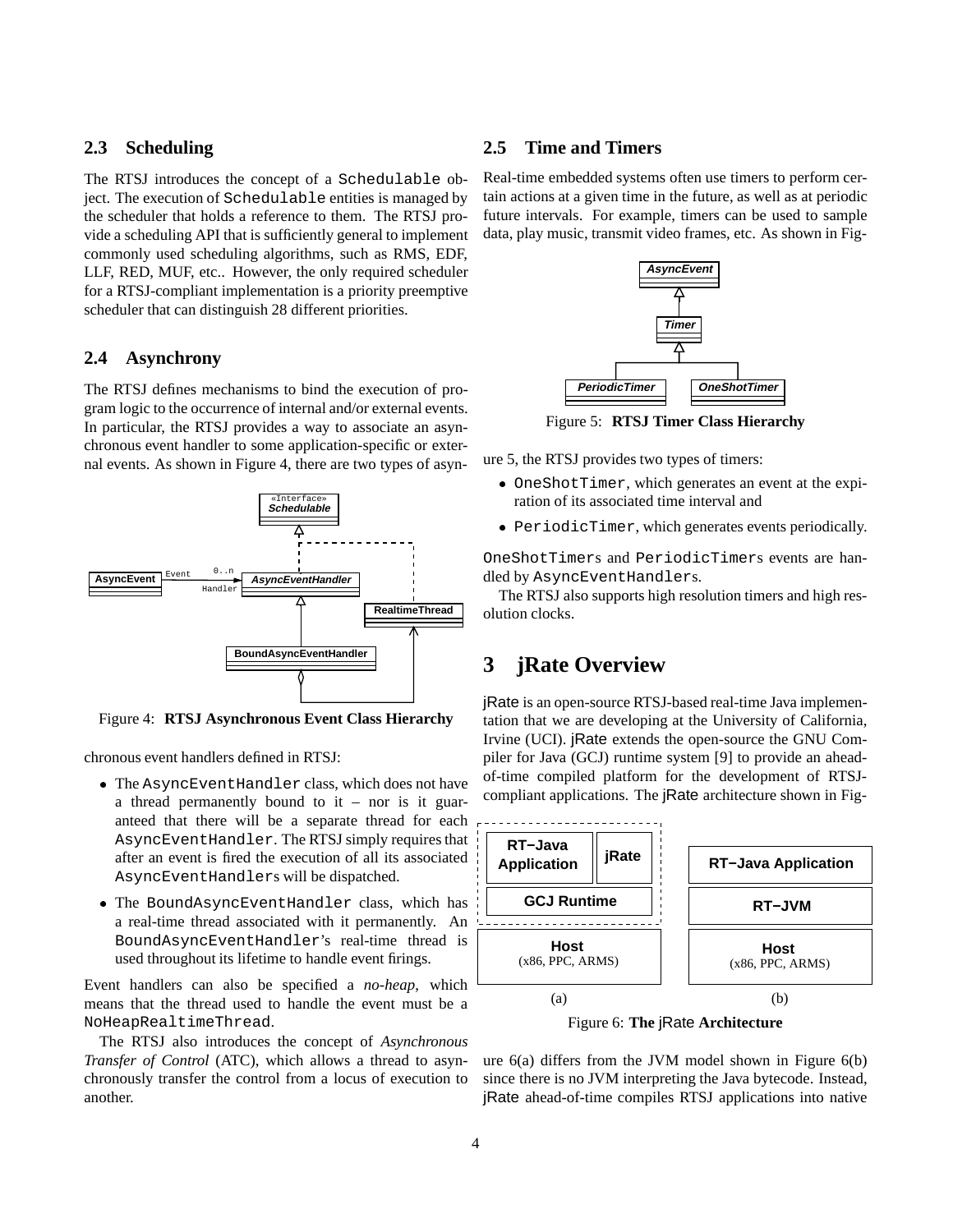### 2.3 Scheduling

The RTSJ introduces the concept of a `Schedulable` object. The execution of `Schedulable` entities is managed by the scheduler that holds a reference to them. The RTSJ provide a scheduling API that is sufficiently general to implement commonly used scheduling algorithms, such as RMS, EDF, LLF, RED, MUF, etc.. However, the only required scheduler for a RTSJ-compliant implementation is a priority preemptive scheduler that can distinguish 28 different priorities.

### 2.4 Asynchrony

The RTSJ defines mechanisms to bind the execution of program logic to the occurrence of internal and/or external events. In particular, the RTSJ provides a way to associate an asynchronous event handler to some application-specific or external events. As shown in Figure 4, there are two types of asynchronous event handlers defined in RTSJ:

Figure 4: **RTSJ Asynchronous Event Class Hierarchy**

- The `AsyncEventHandler` class, which does not have a thread permanently bound to it – nor is it guaranteed that there will be a separate thread for each `AsyncEventHandler`. The RTSJ simply requires that after an event is fired the execution of all its associated `AsyncEventHandler`s will be dispatched.
- The `BoundAsyncEventHandler` class, which has a real-time thread associated with it permanently. An `BoundAsyncEventHandler`'s real-time thread is used throughout its lifetime to handle event firings.

Event handlers can also be specified a *no-heap*, which means that the thread used to handle the event must be a `NoHeapRealtimeThread`.

The RTSJ also introduces the concept of *Asynchronous Transfer of Control* (ATC), which allows a thread to asynchronously transfer the control from a locus of execution to another.

### 2.5 Time and Timers

Real-time embedded systems often use timers to perform certain actions at a given time in the future, as well as at periodic future intervals. For example, timers can be used to sample data, play music, transmit video frames, etc. As shown in Figure 5, the RTSJ provides two types of timers:

Figure 5: **RTSJ Timer Class Hierarchy**

- `OneShotTimer`, which generates an event at the expiration of its associated time interval and
- `PeriodicTimer`, which generates events periodically.

`OneShotTimer`s and `PeriodicTimer`s events are handled by `AsyncEventHandler`s.

The RTSJ also supports high resolution timers and high resolution clocks.

## 3 jRate Overview

jRate is an open-source RTSJ-based real-time Java implementation that we are developing at the University of California, Irvine (UCI). jRate extends the open-source the GNU Compiler for Java (GCJ) runtime system [9] to provide an ahead-of-time compiled platform for the development of RTSJ-compliant applications. The jRate architecture shown in Figure 6(a) differs from the JVM model shown in Figure 6(b) since there is no JVM interpreting the Java bytecode. Instead, jRate ahead-of-time compiles RTSJ applications into native

Figure 6: **The jRate Architecture**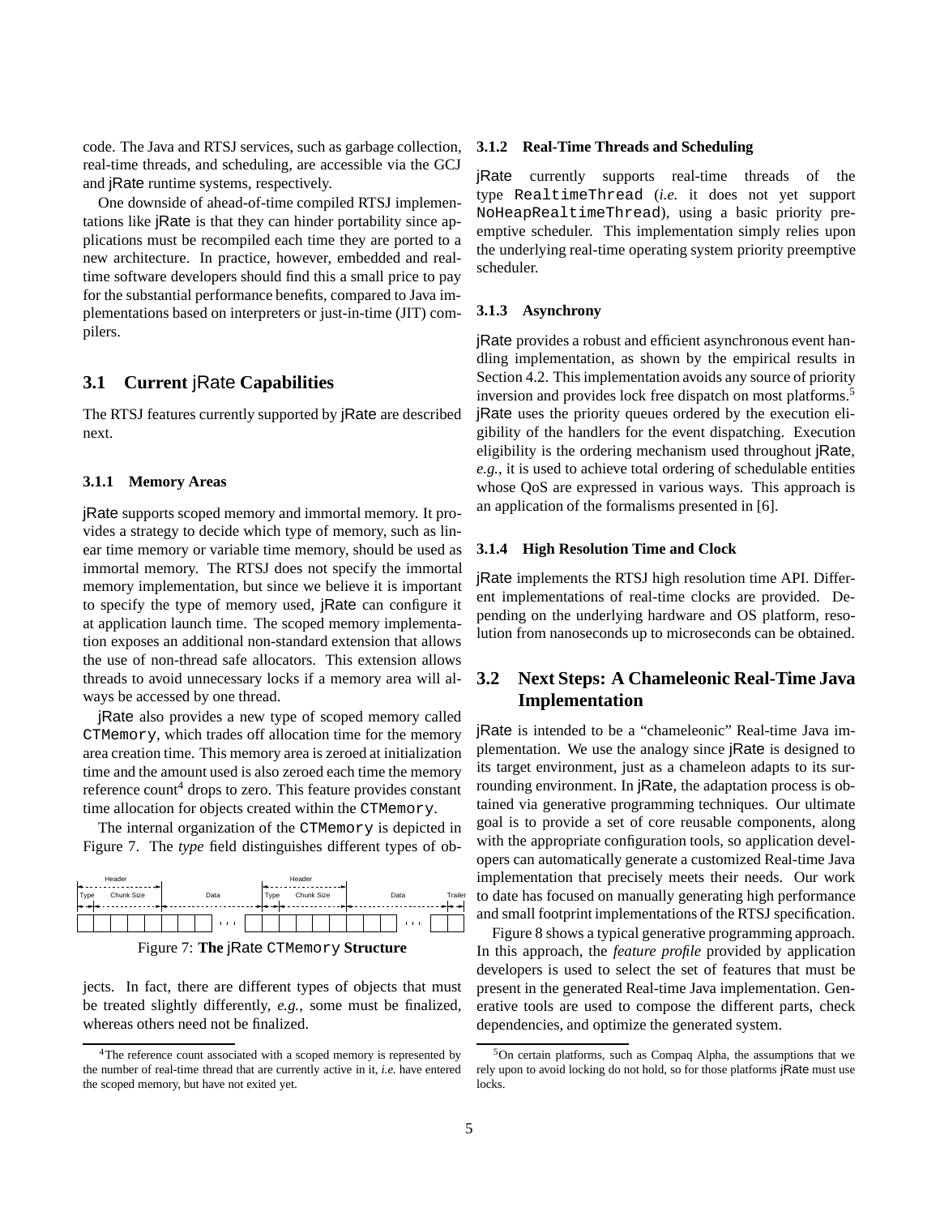code. The Java and RTSJ services, such as garbage collection, real-time threads, and scheduling, are accessible via the GCJ and jRate runtime systems, respectively.

One downside of ahead-of-time compiled RTSJ implementations like jRate is that they can hinder portability since applications must be recompiled each time they are ported to a new architecture. In practice, however, embedded and real-time software developers should find this a small price to pay for the substantial performance benefits, compared to Java implementations based on interpreters or just-in-time (JIT) compilers.

## 3.1 Current jRate Capabilities

The RTSJ features currently supported by jRate are described next.

### 3.1.1 Memory Areas

jRate supports scoped memory and immortal memory. It provides a strategy to decide which type of memory, such as linear time memory or variable time memory, should be used as immortal memory. The RTSJ does not specify the immortal memory implementation, but since we believe it is important to specify the type of memory used, jRate can configure it at application launch time. The scoped memory implementation exposes an additional non-standard extension that allows the use of non-thread safe allocators. This extension allows threads to avoid unnecessary locks if a memory area will always be accessed by one thread.

jRate also provides a new type of scoped memory called `CTMemory`, which trades off allocation time for the memory area creation time. This memory area is zeroed at initialization time and the amount used is also zeroed each time the memory reference count[4] drops to zero. This feature provides constant time allocation for objects created within the `CTMemory`.

The internal organization of the `CTMemory` is depicted in Figure 7. The *type* field distinguishes different types of objects. In fact, there are different types of objects that must be treated slightly differently, *e.g.*, some must be finalized, whereas others need not be finalized.

Header
Type
Chunk Size
Data
Header
Type
Chunk Size
Data
Trailer

Figure 7: **The jRate `CTMemory` Structure**

[4] The reference count associated with a scoped memory is represented by the number of real-time thread that are currently active in it, *i.e.* have entered the scoped memory, but have not exited yet.

### 3.1.2 Real-Time Threads and Scheduling

jRate currently supports real-time threads of the type `RealtimeThread` (*i.e.* it does not yet support `NoHeapRealtimeThread`), using a basic priority preemptive scheduler. This implementation simply relies upon the underlying real-time operating system priority preemptive scheduler.

### 3.1.3 Asynchrony

jRate provides a robust and efficient asynchronous event handling implementation, as shown by the empirical results in Section 4.2. This implementation avoids any source of priority inversion and provides lock free dispatch on most platforms.[5] jRate uses the priority queues ordered by the execution eligibility of the handlers for the event dispatching. Execution eligibility is the ordering mechanism used throughout jRate, *e.g.*, it is used to achieve total ordering of schedulable entities whose QoS are expressed in various ways. This approach is an application of the formalisms presented in [6].

### 3.1.4 High Resolution Time and Clock

jRate implements the RTSJ high resolution time API. Different implementations of real-time clocks are provided. Depending on the underlying hardware and OS platform, resolution from nanoseconds up to microseconds can be obtained.

## 3.2 Next Steps: A Chameleonic Real-Time Java Implementation

jRate is intended to be a "chameleonic" Real-time Java implementation. We use the analogy since jRate is designed to its target environment, just as a chameleon adapts to its surrounding environment. In jRate, the adaptation process is obtained via generative programming techniques. Our ultimate goal is to provide a set of core reusable components, along with the appropriate configuration tools, so application developers can automatically generate a customized Real-time Java implementation that precisely meets their needs. Our work to date has focused on manually generating high performance and small footprint implementations of the RTSJ specification.

Figure 8 shows a typical generative programming approach. In this approach, the *feature profile* provided by application developers is used to select the set of features that must be present in the generated Real-time Java implementation. Generative tools are used to compose the different parts, check dependencies, and optimize the generated system.

[5] On certain platforms, such as Compaq Alpha, the assumptions that we rely upon to avoid locking do not hold, so for those platforms jRate must use locks.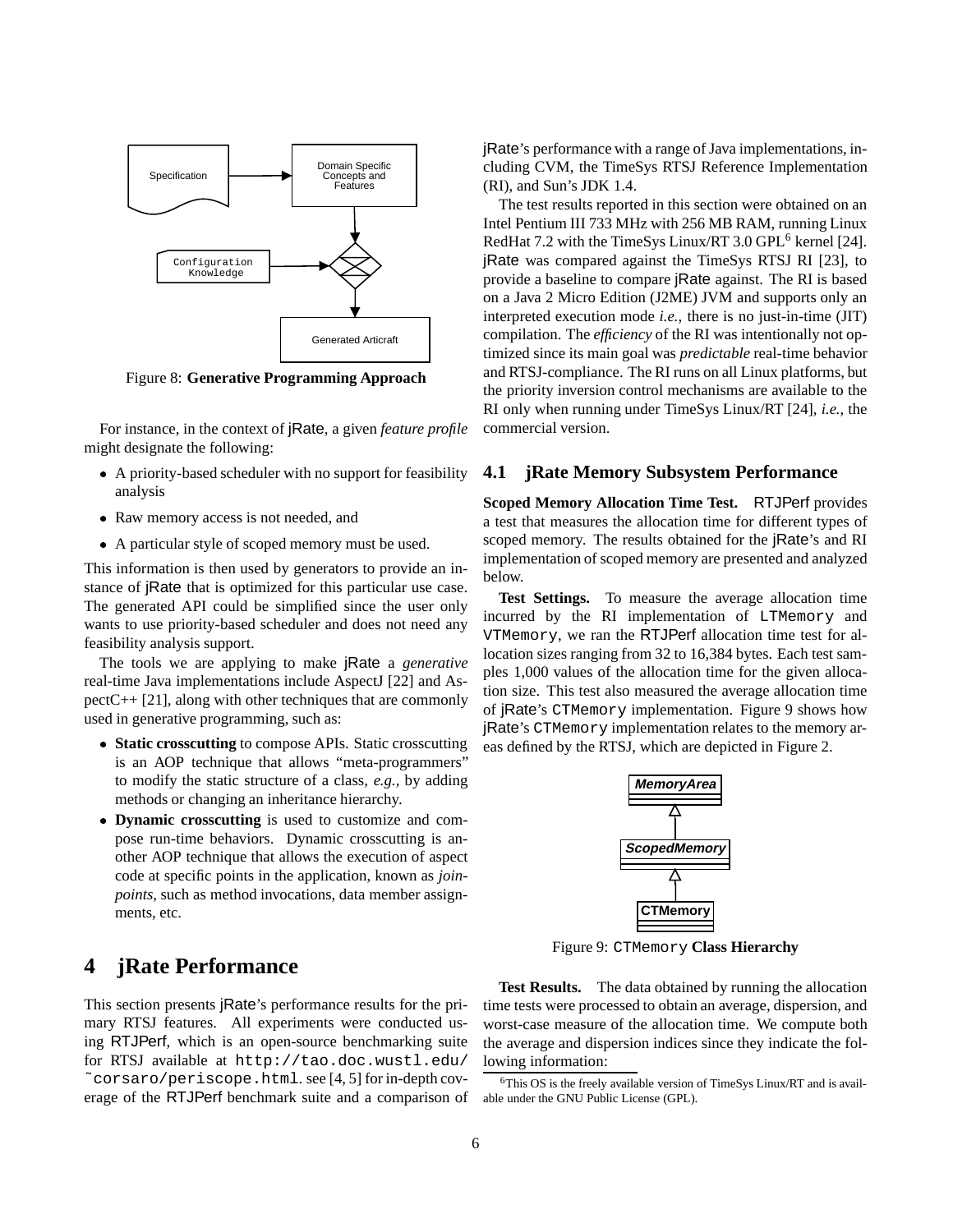Specification

Domain Specific Concepts and Features

Configuration Knowledge

Generated Articraft

Figure 8: **Generative Programming Approach**

For instance, in the context of jRate, a given *feature profile* might designate the following:

- A priority-based scheduler with no support for feasibility analysis
- Raw memory access is not needed, and
- A particular style of scoped memory must be used.

This information is then used by generators to provide an instance of jRate that is optimized for this particular use case. The generated API could be simplified since the user only wants to use priority-based scheduler and does not need any feasibility analysis support.

The tools we are applying to make jRate a *generative* real-time Java implementations include AspectJ [22] and AspectC++ [21], along with other techniques that are commonly used in generative programming, such as:

- **Static crosscutting** to compose APIs. Static crosscutting is an AOP technique that allows "meta-programmers" to modify the static structure of a class, *e.g.*, by adding methods or changing an inheritance hierarchy.
- **Dynamic crosscutting** is used to customize and compose run-time behaviors. Dynamic crosscutting is another AOP technique that allows the execution of aspect code at specific points in the application, known as *joinpoints*, such as method invocations, data member assignments, etc.

# 4 jRate Performance

This section presents jRate's performance results for the primary RTSJ features. All experiments were conducted using RTJPerf, which is an open-source benchmarking suite for RTSJ available at `http://tao.doc.wustl.edu/~corsaro/periscope.html`. see [4, 5] for in-depth coverage of the RTJPerf benchmark suite and a comparison of jRate's performance with a range of Java implementations, including CVM, the TimeSys RTSJ Reference Implementation (RI), and Sun's JDK 1.4.

The test results reported in this section were obtained on an Intel Pentium III 733 MHz with 256 MB RAM, running Linux RedHat 7.2 with the TimeSys Linux/RT 3.0 GPL[6] kernel [24]. jRate was compared against the TimeSys RTSJ RI [23], to provide a baseline to compare jRate against. The RI is based on a Java 2 Micro Edition (J2ME) JVM and supports only an interpreted execution mode *i.e.*, there is no just-in-time (JIT) compilation. The *efficiency* of the RI was intentionally not optimized since its main goal was *predictable* real-time behavior and RTSJ-compliance. The RI runs on all Linux platforms, but the priority inversion control mechanisms are available to the RI only when running under TimeSys Linux/RT [24], *i.e.*, the commercial version.

## 4.1 jRate Memory Subsystem Performance

**Scoped Memory Allocation Time Test.** RTJPerf provides a test that measures the allocation time for different types of scoped memory. The results obtained for the jRate's and RI implementation of scoped memory are presented and analyzed below.

**Test Settings.** To measure the average allocation time incurred by the RI implementation of `LTMemory` and `VTMemory`, we ran the RTJPerf allocation time test for allocation sizes ranging from 32 to 16,384 bytes. Each test samples 1,000 values of the allocation time for the given allocation size. This test also measured the average allocation time of jRate's `CTMemory` implementation. Figure 9 shows how jRate's `CTMemory` implementation relates to the memory areas defined by the RTSJ, which are depicted in Figure 2.

MemoryArea

ScopedMemory

CTMemory

Figure 9: `CTMemory` **Class Hierarchy**

**Test Results.** The data obtained by running the allocation time tests were processed to obtain an average, dispersion, and worst-case measure of the allocation time. We compute both the average and dispersion indices since they indicate the following information:

[6] This OS is the freely available version of TimeSys Linux/RT and is available under the GNU Public License (GPL).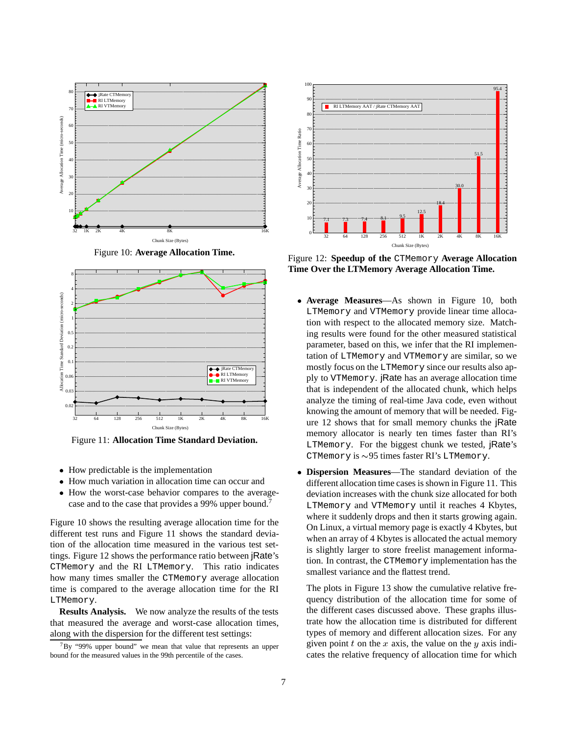80
70
60
50
40
30
20
10
Average Allocation Time (micro-seconds)
32 1K 2K 4K 8K 16K
Chunk Size (Bytes)
jRate CTMemory
RI LTMemory
RI VTMemory

Figure 10: **Average Allocation Time.**

8
4
2
1
0.5
0.2
0.1
0.06
0.03
0.02
Allocation Time Standard Deviation (micro-seconds)
32 64 128 256 512 1K 2K 4K 8K 16K
Chunk Size (Bytes)
jRate CTMemory
RI LTMemory
RI VTMemory

Figure 11: **Allocation Time Standard Deviation.**

- How predictable is the implementation
- How much variation in allocation time can occur and
- How the worst-case behavior compares to the average-case and to the case that provides a 99% upper bound.[7]

Figure 10 shows the resulting average allocation time for the different test runs and Figure 11 shows the standard deviation of the allocation time measured in the various test settings. Figure 12 shows the performance ratio between jRate's `CTMemory` and the RI `LTMemory`. This ratio indicates how many times smaller the `CTMemory` average allocation time is compared to the average allocation time for the RI `LTMemory`.

**Results Analysis.** We now analyze the results of the tests that measured the average and worst-case allocation times, along with the dispersion for the different test settings:

[7] By "99% upper bound" we mean that value that represents an upper bound for the measured values in the 99th percentile of the cases.

100
90
80
70
60
50
40
30
20
10
0
Average Allocation Time Ratio
RI LTMemory AAT / jRate CTMemory AAT
7.1 7.3 7.4 8.1 9.5 12.5 18.4 30.0 51.5 95.4
32 64 128 256 512 1K 2K 4K 8K 16K
Chunk Size (Bytes)

Figure 12: **Speedup of the `CTMemory` Average Allocation Time Over the LTMemory Average Allocation Time.**

- **Average Measures**—As shown in Figure 10, both `LTMemory` and `VTMemory` provide linear time allocation with respect to the allocated memory size. Matching results were found for the other measured statistical parameter, based on this, we infer that the RI implementation of `LTMemory` and `VTMemory` are similar, so we mostly focus on the `LTMemory` since our results also apply to `VTMemory`. jRate has an average allocation time that is independent of the allocated chunk, which helps analyze the timing of real-time Java code, even without knowing the amount of memory that will be needed. Figure 12 shows that for small memory chunks the jRate memory allocator is nearly ten times faster than RI's `LTMemory`. For the biggest chunk we tested, jRate's `CTMemory` is ∼95 times faster RI's `LTMemory`.

- **Dispersion Measures**—The standard deviation of the different allocation time cases is shown in Figure 11. This deviation increases with the chunk size allocated for both `LTMemory` and `VTMemory` until it reaches 4 Kbytes, where it suddenly drops and then it starts growing again. On Linux, a virtual memory page is exactly 4 Kbytes, but when an array of 4 Kbytes is allocated the actual memory is slightly larger to store freelist management information. In contrast, the `CTMemory` implementation has the smallest variance and the flattest trend.

  The plots in Figure 13 show the cumulative relative frequency distribution of the allocation time for some of the different cases discussed above. These graphs illustrate how the allocation time is distributed for different types of memory and different allocation sizes. For any given point $t$ on the $x$ axis, the value on the $y$ axis indicates the relative frequency of allocation time for which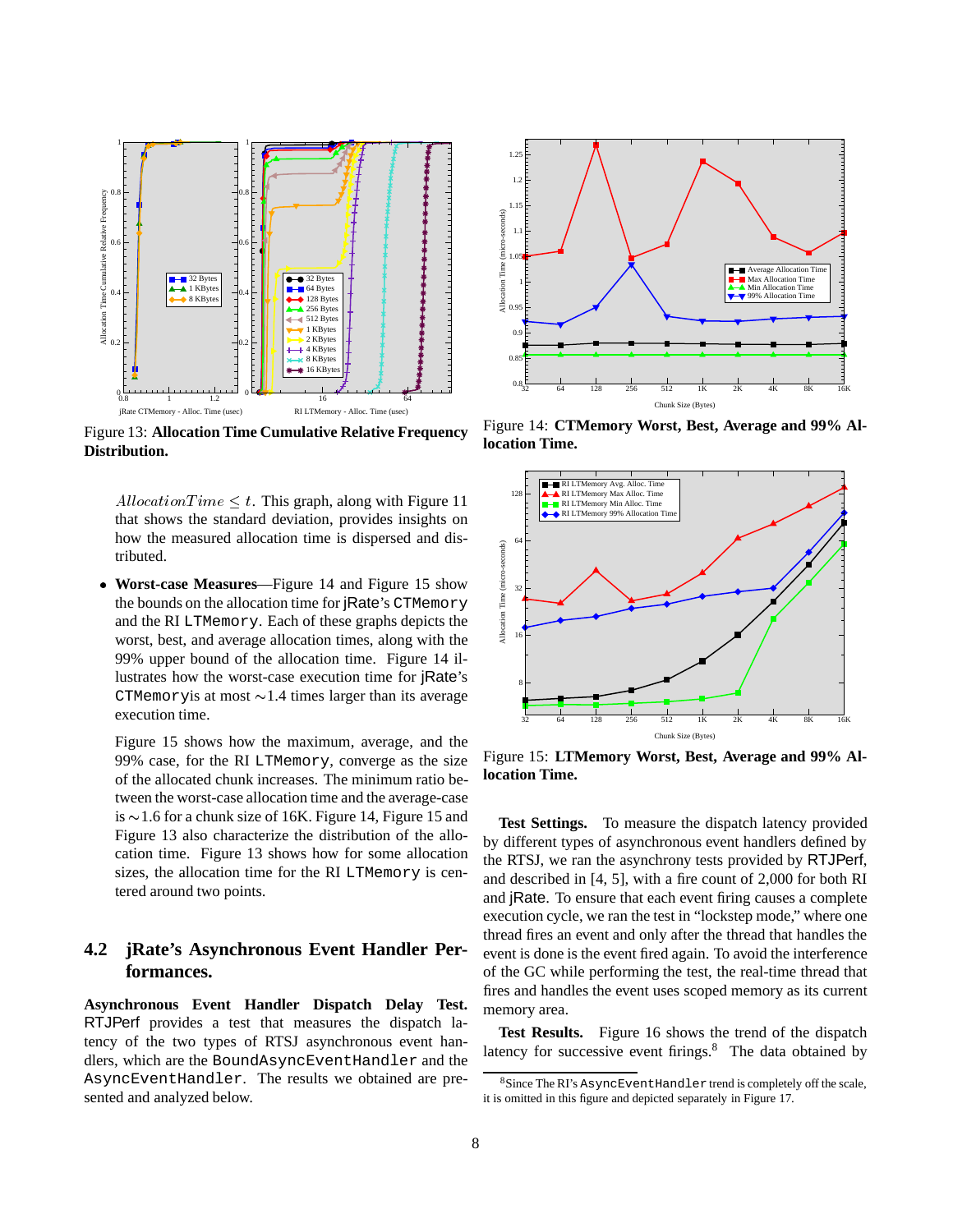jRate CTMemory - Alloc. Time (usec)

RI LTMemory - Alloc. Time (usec)

Allocation Time Cumulative Relative Frequency

32 Bytes
1 KBytes
8 KBytes

32 Bytes
64 Bytes
128 Bytes
256 Bytes
512 Bytes
1 KBytes
2 KBytes
4 KBytes
8 KBytes
16 KBytes

Figure 13: **Allocation Time Cumulative Relative Frequency Distribution.**

Allocation Time (micro-seconds)

Chunk Size (Bytes)

Average Allocation Time
Max Allocation Time
Min Allocation Time
99% Allocation Time

Figure 14: **CTMemory Worst, Best, Average and 99% Allocation Time.**

Allocation Time (micro-seconds)

Chunk Size (Bytes)

RI LTMemory Avg. Alloc. Time
RI LTMemory Max Alloc. Time
RI LTMemory Min Alloc. Time
RI LTMemory 99% Allocation Time

Figure 15: **LTMemory Worst, Best, Average and 99% Allocation Time.**

$AllocationTime \leq t$. This graph, along with Figure 11 that shows the standard deviation, provides insights on how the measured allocation time is dispersed and distributed.

- **Worst-case Measures**—Figure 14 and Figure 15 show the bounds on the allocation time for jRate's `CTMemory` and the RI `LTMemory`. Each of these graphs depicts the worst, best, and average allocation times, along with the 99% upper bound of the allocation time. Figure 14 illustrates how the worst-case execution time for jRate's `CTMemory`is at most $\sim$1.4 times larger than its average execution time.

  Figure 15 shows how the maximum, average, and the 99% case, for the RI `LTMemory`, converge as the size of the allocated chunk increases. The minimum ratio between the worst-case allocation time and the average-case is $\sim$1.6 for a chunk size of 16K. Figure 14, Figure 15 and Figure 13 also characterize the distribution of the allocation time. Figure 13 shows how for some allocation sizes, the allocation time for the RI `LTMemory` is centered around two points.

### 4.2 jRate's Asynchronous Event Handler Performances.

**Asynchronous Event Handler Dispatch Delay Test.** RTJPerf provides a test that measures the dispatch latency of the two types of RTSJ asynchronous event handlers, which are the `BoundAsyncEventHandler` and the `AsyncEventHandler`. The results we obtained are presented and analyzed below.

**Test Settings.** To measure the dispatch latency provided by different types of asynchronous event handlers defined by the RTSJ, we ran the asynchrony tests provided by RTJPerf, and described in [4, 5], with a fire count of 2,000 for both RI and jRate. To ensure that each event firing causes a complete execution cycle, we ran the test in "lockstep mode," where one thread fires an event and only after the thread that handles the event is done is the event fired again. To avoid the interference of the GC while performing the test, the real-time thread that fires and handles the event uses scoped memory as its current memory area.

**Test Results.** Figure 16 shows the trend of the dispatch latency for successive event firings.[8] The data obtained by

[8] Since The RI's `AsyncEventHandler` trend is completely off the scale, it is omitted in this figure and depicted separately in Figure 17.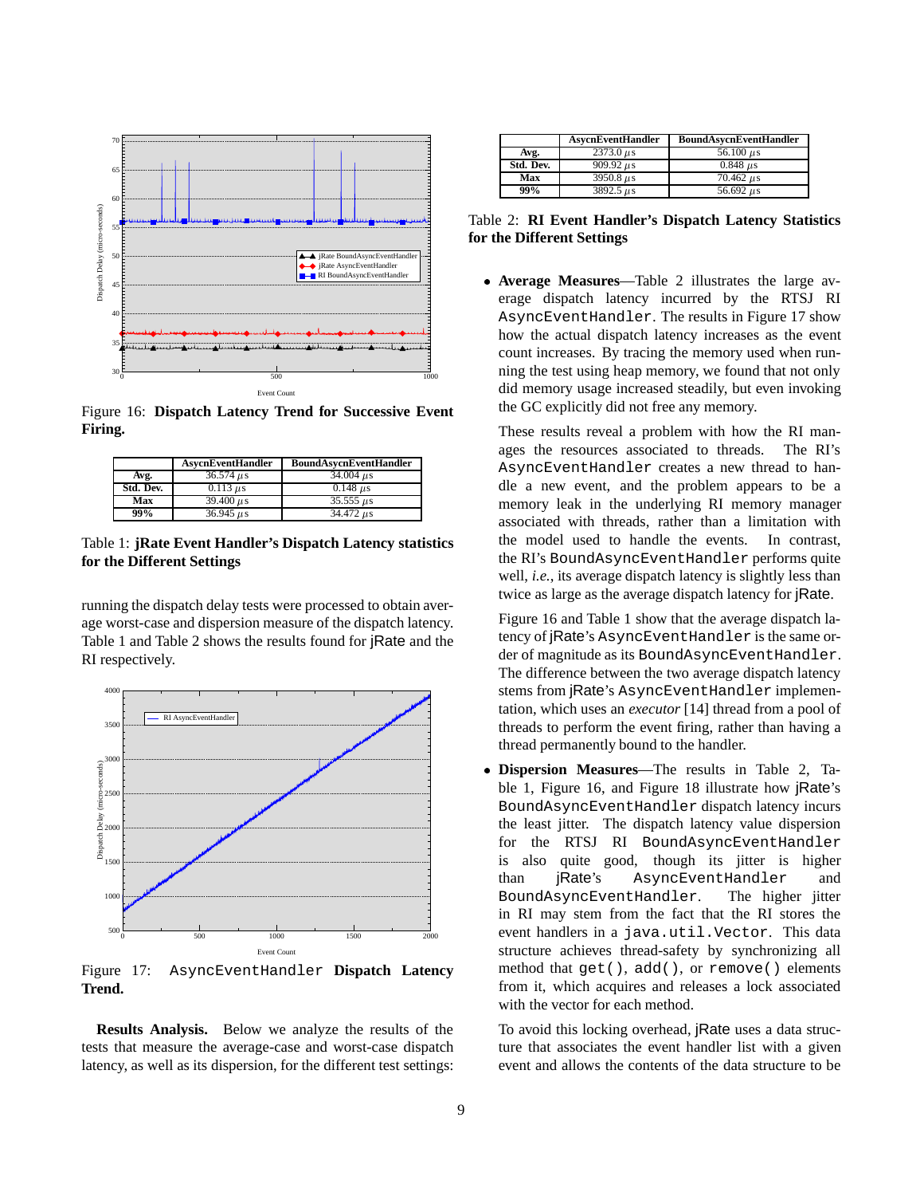70
65
60
55
50
45
40
35
30
0
500
1000
Dispatch Delay (micro-seconds)
Event Count
jRate BoundAsyncEventHandler
jRate AsyncEventHandler
RI BoundAsyncEventHandler

Figure 16: **Dispatch Latency Trend for Successive Event Firing.**

| | AsycnEventHandler | BoundAsycnEventHandler |
|---|---|---|
| **Avg.** | 36.574 $\mu$s | 34.004 $\mu$s |
| **Std. Dev.** | 0.113 $\mu$s | 0.148 $\mu$s |
| **Max** | 39.400 $\mu$s | 35.555 $\mu$s |
| **99%** | 36.945 $\mu$s | 34.472 $\mu$s |

Table 1: **jRate Event Handler's Dispatch Latency statistics for the Different Settings**

running the dispatch delay tests were processed to obtain average worst-case and dispersion measure of the dispatch latency. Table 1 and Table 2 shows the results found for jRate and the RI respectively.

4000
3500
3000
2500
2000
1500
1000
500
0
500
1000
1500
2000
Dispatch Delay (micro-seconds)
Event Count
RI AsyncEventHandler

Figure 17: `AsyncEventHandler` **Dispatch Latency Trend.**

**Results Analysis.** Below we analyze the results of the tests that measure the average-case and worst-case dispatch latency, as well as its dispersion, for the different test settings:

| | AsycnEventHandler | BoundAsycnEventHandler |
|---|---|---|
| **Avg.** | 2373.0 $\mu$s | 56.100 $\mu$s |
| **Std. Dev.** | 909.92 $\mu$s | 0.848 $\mu$s |
| **Max** | 3950.8 $\mu$s | 70.462 $\mu$s |
| **99%** | 3892.5 $\mu$s | 56.692 $\mu$s |

Table 2: **RI Event Handler's Dispatch Latency Statistics for the Different Settings**

- **Average Measures**—Table 2 illustrates the large average dispatch latency incurred by the RTSJ RI `AsyncEventHandler`. The results in Figure 17 show how the actual dispatch latency increases as the event count increases. By tracing the memory used when running the test using heap memory, we found that not only did memory usage increased steadily, but even invoking the GC explicitly did not free any memory.

  These results reveal a problem with how the RI manages the resources associated to threads. The RI's `AsyncEventHandler` creates a new thread to handle a new event, and the problem appears to be a memory leak in the underlying RI memory manager associated with threads, rather than a limitation with the model used to handle the events. In contrast, the RI's `BoundAsyncEventHandler` performs quite well, *i.e.*, its average dispatch latency is slightly less than twice as large as the average dispatch latency for jRate.

  Figure 16 and Table 1 show that the average dispatch latency of jRate's `AsyncEventHandler` is the same order of magnitude as its `BoundAsyncEventHandler`. The difference between the two average dispatch latency stems from jRate's `AsyncEventHandler` implementation, which uses an *executor* [14] thread from a pool of threads to perform the event firing, rather than having a thread permanently bound to the handler.

- **Dispersion Measures**—The results in Table 2, Table 1, Figure 16, and Figure 18 illustrate how jRate's `BoundAsyncEventHandler` dispatch latency incurs the least jitter. The dispatch latency value dispersion for the RTSJ RI `BoundAsyncEventHandler` is also quite good, though its jitter is higher than jRate's `AsyncEventHandler` and `BoundAsyncEventHandler`. The higher jitter in RI may stem from the fact that the RI stores the event handlers in a `java.util.Vector`. This data structure achieves thread-safety by synchronizing all method that `get()`, `add()`, or `remove()` elements from it, which acquires and releases a lock associated with the vector for each method.

  To avoid this locking overhead, jRate uses a data structure that associates the event handler list with a given event and allows the contents of the data structure to be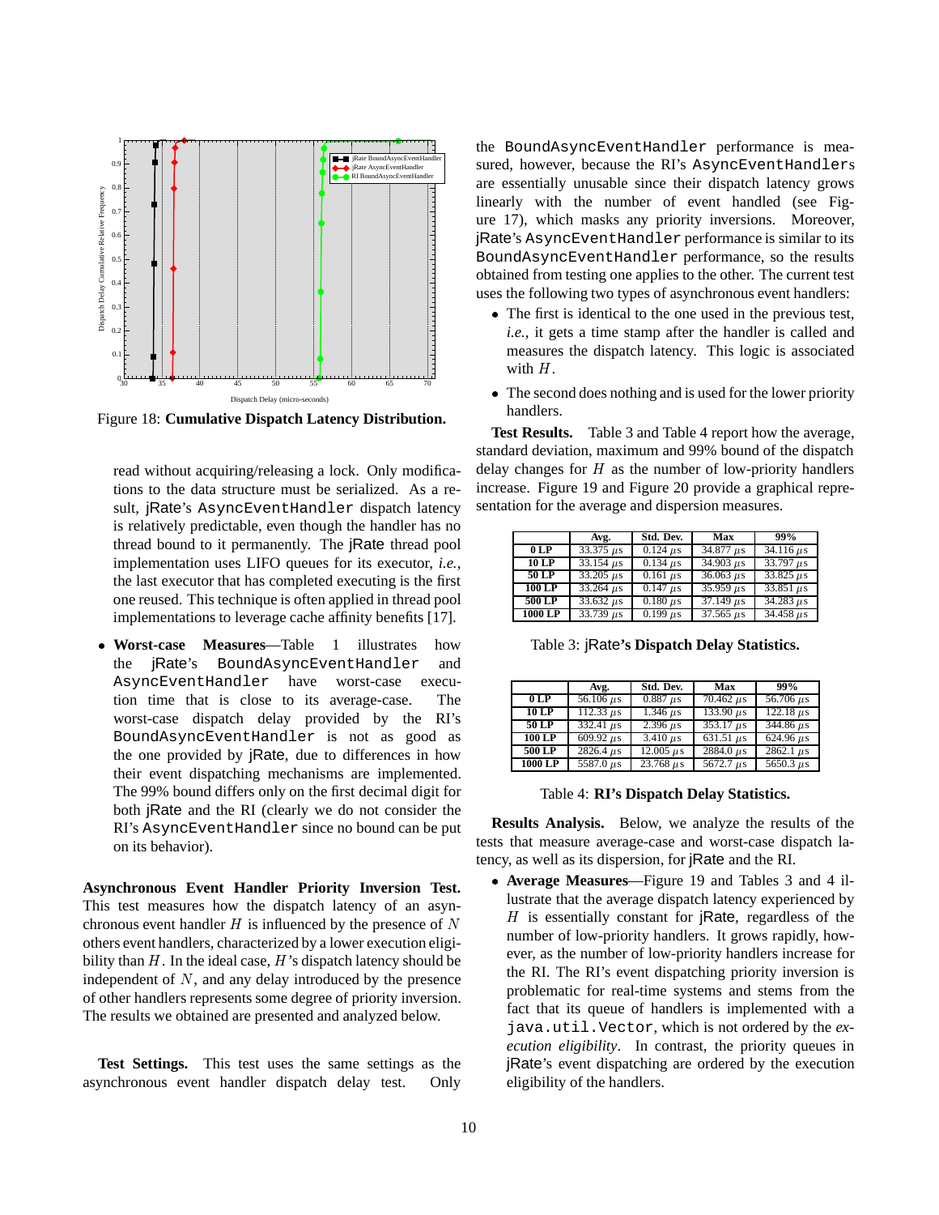Dispatch Delay Cumulative Relative Frequency

Dispatch Delay (micro-seconds)

jRate BoundAsyncEventHandler
jRate AsyncEventHandler
RI BoundAsyncEventHandler

0
0.1
0.2
0.3
0.4
0.5
0.6
0.7
0.8
0.9
1

30
35
40
45
50
55
60
65
70

Figure 18: **Cumulative Dispatch Latency Distribution.**

read without acquiring/releasing a lock. Only modifications to the data structure must be serialized. As a result, jRate's `AsyncEventHandler` dispatch latency is relatively predictable, even though the handler has no thread bound to it permanently. The jRate thread pool implementation uses LIFO queues for its executor, *i.e.*, the last executor that has completed executing is the first one reused. This technique is often applied in thread pool implementations to leverage cache affinity benefits [17].

- **Worst-case Measures**—Table 1 illustrates how the jRate's `BoundAsyncEventHandler` and `AsyncEventHandler` have worst-case execution time that is close to its average-case. The worst-case dispatch delay provided by the RI's `BoundAsyncEventHandler` is not as good as the one provided by jRate, due to differences in their event dispatching mechanisms are implemented. The 99% bound differs only on the first decimal digit for both jRate and the RI (clearly we do not consider the RI's `AsyncEventHandler` since no bound can be put on its behavior).

**Asynchronous Event Handler Priority Inversion Test.** This test measures how the dispatch latency of an asynchronous event handler $H$ is influenced by the presence of $N$ others event handlers, characterized by a lower execution eligibility than $H$. In the ideal case, $H$'s dispatch latency should be independent of $N$, and any delay introduced by the presence of other handlers represents some degree of priority inversion. The results we obtained are presented and analyzed below.

**Test Settings.** This test uses the same settings as the asynchronous event handler dispatch delay test. Only the `BoundAsyncEventHandler` performance is measured, however, because the RI's `AsyncEventHandler`s are essentially unusable since their dispatch latency grows linearly with the number of event handled (see Figure 17), which masks any priority inversions. Moreover, jRate's `AsyncEventHandler` performance is similar to its `BoundAsyncEventHandler` performance, so the results obtained from testing one applies to the other. The current test uses the following two types of asynchronous event handlers:

- The first is identical to the one used in the previous test, *i.e.*, it gets a time stamp after the handler is called and measures the dispatch latency. This logic is associated with $H$.
- The second does nothing and is used for the lower priority handlers.

**Test Results.** Table 3 and Table 4 report how the average, standard deviation, maximum and 99% bound of the dispatch delay changes for $H$ as the number of low-priority handlers increase. Figure 19 and Figure 20 provide a graphical representation for the average and dispersion measures.

| | Avg. | Std. Dev. | Max | 99% |
|---|---|---|---|---|
| **0 LP** | 33.375 $\mu$s | 0.124 $\mu$s | 34.877 $\mu$s | 34.116 $\mu$s |
| **10 LP** | 33.154 $\mu$s | 0.134 $\mu$s | 34.903 $\mu$s | 33.797 $\mu$s |
| **50 LP** | 33.205 $\mu$s | 0.161 $\mu$s | 36.063 $\mu$s | 33.825 $\mu$s |
| **100 LP** | 33.264 $\mu$s | 0.147 $\mu$s | 35.959 $\mu$s | 33.851 $\mu$s |
| **500 LP** | 33.632 $\mu$s | 0.180 $\mu$s | 37.149 $\mu$s | 34.283 $\mu$s |
| **1000 LP** | 33.739 $\mu$s | 0.199 $\mu$s | 37.565 $\mu$s | 34.458 $\mu$s |

Table 3: **jRate's Dispatch Delay Statistics.**

| | Avg. | Std. Dev. | Max | 99% |
|---|---|---|---|---|
| **0 LP** | 56.106 $\mu$s | 0.887 $\mu$s | 70.462 $\mu$s | 56.706 $\mu$s |
| **10 LP** | 112.33 $\mu$s | 1.346 $\mu$s | 133.90 $\mu$s | 122.18 $\mu$s |
| **50 LP** | 332.41 $\mu$s | 2.396 $\mu$s | 353.17 $\mu$s | 344.86 $\mu$s |
| **100 LP** | 609.92 $\mu$s | 3.410 $\mu$s | 631.51 $\mu$s | 624.96 $\mu$s |
| **500 LP** | 2826.4 $\mu$s | 12.005 $\mu$s | 2884.0 $\mu$s | 2862.1 $\mu$s |
| **1000 LP** | 5587.0 $\mu$s | 23.768 $\mu$s | 5672.7 $\mu$s | 5650.3 $\mu$s |

Table 4: **RI's Dispatch Delay Statistics.**

**Results Analysis.** Below, we analyze the results of the tests that measure average-case and worst-case dispatch latency, as well as its dispersion, for jRate and the RI.

- **Average Measures**—Figure 19 and Tables 3 and 4 illustrate that the average dispatch latency experienced by $H$ is essentially constant for jRate, regardless of the number of low-priority handlers. It grows rapidly, however, as the number of low-priority handlers increase for the RI. The RI's event dispatching priority inversion is problematic for real-time systems and stems from the fact that its queue of handlers is implemented with a `java.util.Vector`, which is not ordered by the *execution eligibility*. In contrast, the priority queues in jRate's event dispatching are ordered by the execution eligibility of the handlers.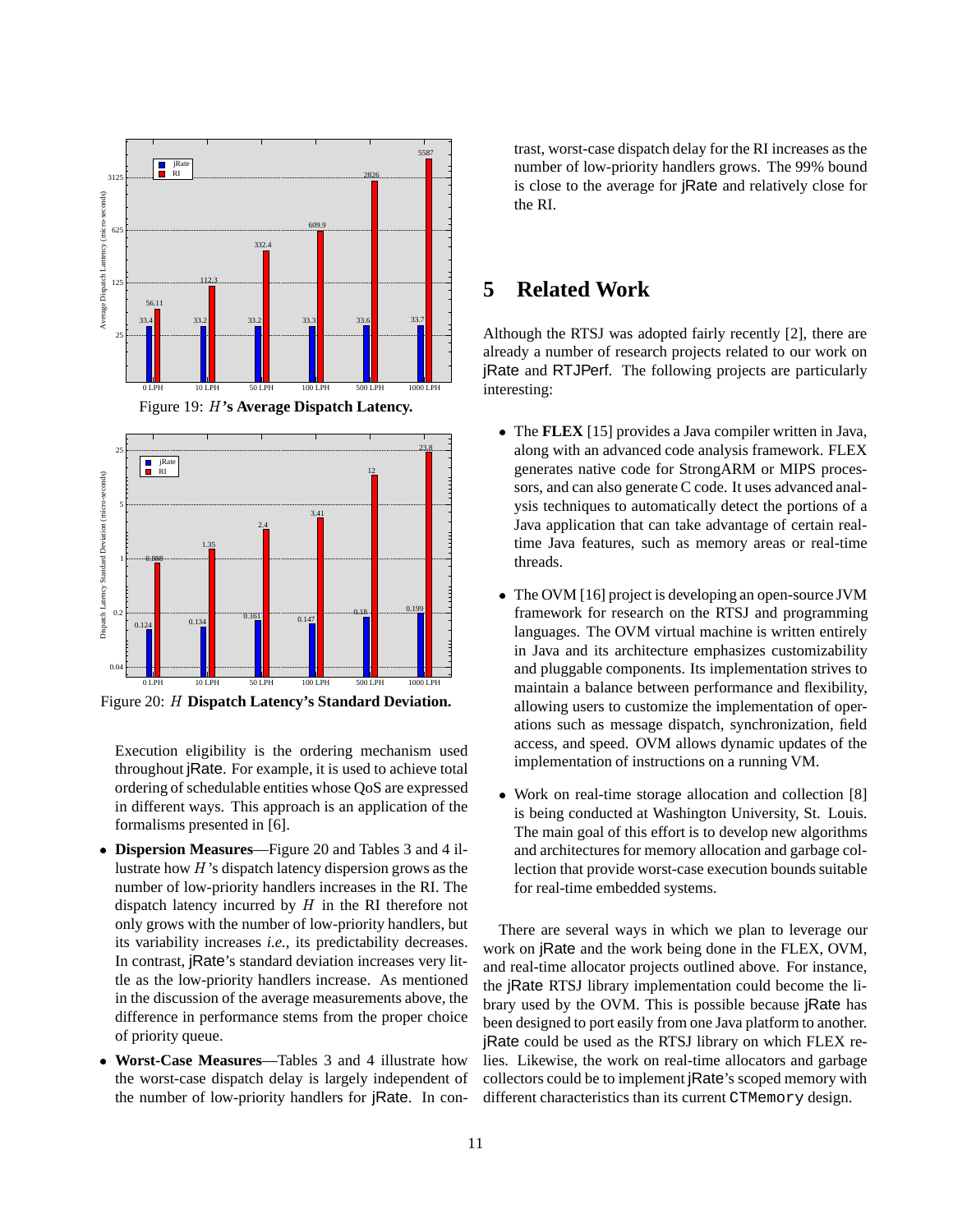Average Dispatch Lantency (micro-seconds)

jRate
RI

3125
625
125
25

33.4 56.11
33.2 112.3
33.2 332.4
33.3 609.9
33.6 2826
33.7 5587

0 LPH
10 LPH
50 LPH
100 LPH
500 LPH
1000 LPH

Figure 19: $H$**'s Average Dispatch Latency.**

Dispatch Latency Standard Deviation (micro-seconds)

jRate
RI

25
5
1
0.2
0.04

0.124 0.888
0.134 1.35
0.161 2.4
0.147 3.41
0.18 12
0.199 23.8

0 LPH
10 LPH
50 LPH
100 LPH
500 LPH
1000 LPH

Figure 20: $H$ **Dispatch Latency's Standard Deviation.**

Execution eligibility is the ordering mechanism used throughout jRate. For example, it is used to achieve total ordering of schedulable entities whose QoS are expressed in different ways. This approach is an application of the formalisms presented in [6].

- **Dispersion Measures**—Figure 20 and Tables 3 and 4 illustrate how $H$'s dispatch latency dispersion grows as the number of low-priority handlers increases in the RI. The dispatch latency incurred by $H$ in the RI therefore not only grows with the number of low-priority handlers, but its variability increases *i.e.,* its predictability decreases. In contrast, jRate's standard deviation increases very little as the low-priority handlers increase. As mentioned in the discussion of the average measurements above, the difference in performance stems from the proper choice of priority queue.

- **Worst-Case Measures**—Tables 3 and 4 illustrate how the worst-case dispatch delay is largely independent of the number of low-priority handlers for jRate. In contrast, worst-case dispatch delay for the RI increases as the number of low-priority handlers grows. The 99% bound is close to the average for jRate and relatively close for the RI.

# 5 Related Work

Although the RTSJ was adopted fairly recently [2], there are already a number of research projects related to our work on jRate and RTJPerf. The following projects are particularly interesting:

- The **FLEX** [15] provides a Java compiler written in Java, along with an advanced code analysis framework. FLEX generates native code for StrongARM or MIPS processors, and can also generate C code. It uses advanced analysis techniques to automatically detect the portions of a Java application that can take advantage of certain real-time Java features, such as memory areas or real-time threads.

- The OVM [16] project is developing an open-source JVM framework for research on the RTSJ and programming languages. The OVM virtual machine is written entirely in Java and its architecture emphasizes customizability and pluggable components. Its implementation strives to maintain a balance between performance and flexibility, allowing users to customize the implementation of operations such as message dispatch, synchronization, field access, and speed. OVM allows dynamic updates of the implementation of instructions on a running VM.

- Work on real-time storage allocation and collection [8] is being conducted at Washington University, St. Louis. The main goal of this effort is to develop new algorithms and architectures for memory allocation and garbage collection that provide worst-case execution bounds suitable for real-time embedded systems.

There are several ways in which we plan to leverage our work on jRate and the work being done in the FLEX, OVM, and real-time allocator projects outlined above. For instance, the jRate RTSJ library implementation could become the library used by the OVM. This is possible because jRate has been designed to port easily from one Java platform to another. jRate could be used as the RTSJ library on which FLEX relies. Likewise, the work on real-time allocators and garbage collectors could be to implement jRate's scoped memory with different characteristics than its current `CTMemory` design.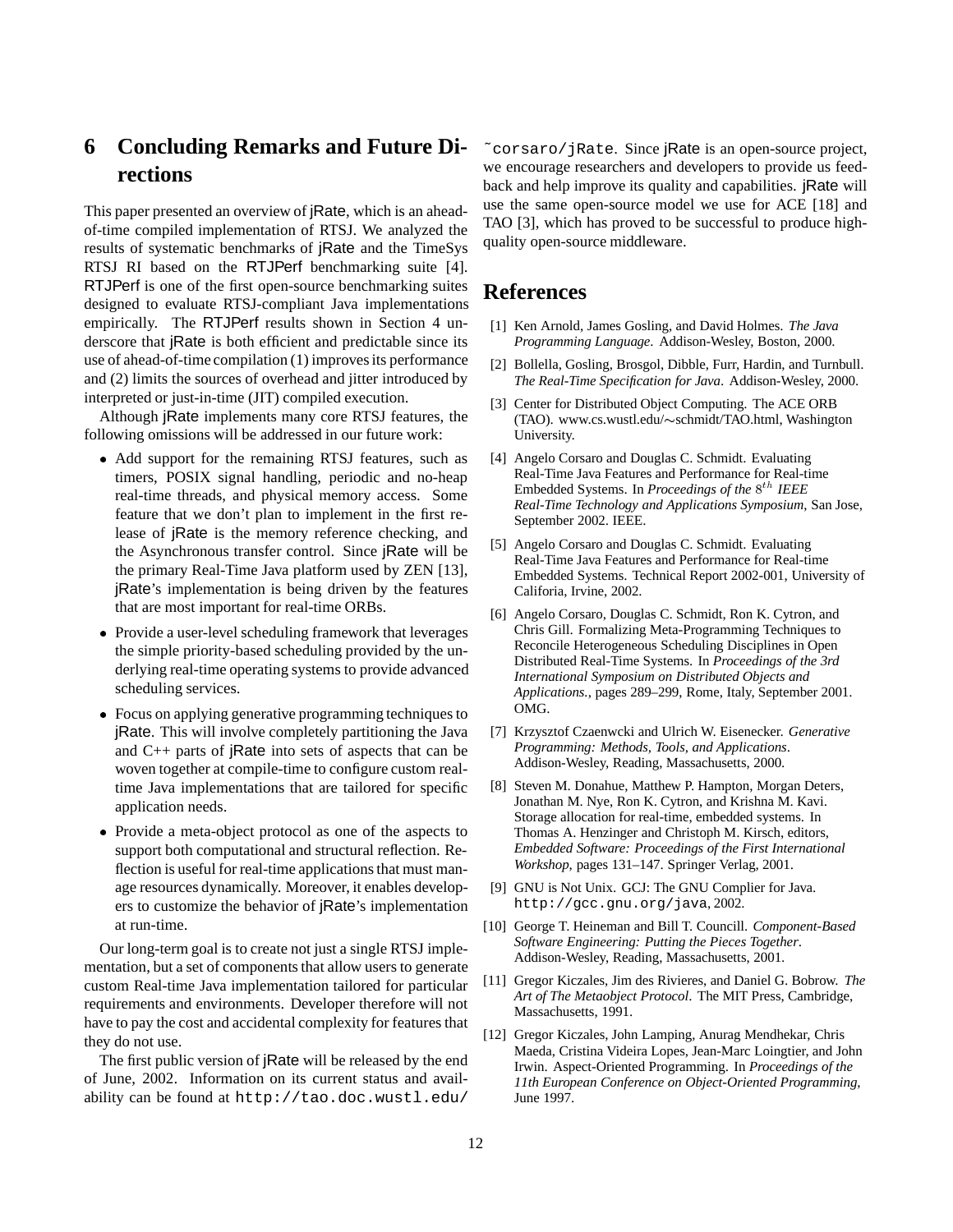## 6 Concluding Remarks and Future Directions

This paper presented an overview of jRate, which is an ahead-of-time compiled implementation of RTSJ. We analyzed the results of systematic benchmarks of jRate and the TimeSys RTSJ RI based on the RTJPerf benchmarking suite [4]. RTJPerf is one of the first open-source benchmarking suites designed to evaluate RTSJ-compliant Java implementations empirically. The RTJPerf results shown in Section 4 underscore that jRate is both efficient and predictable since its use of ahead-of-time compilation (1) improves its performance and (2) limits the sources of overhead and jitter introduced by interpreted or just-in-time (JIT) compiled execution.

Although jRate implements many core RTSJ features, the following omissions will be addressed in our future work:

- Add support for the remaining RTSJ features, such as timers, POSIX signal handling, periodic and no-heap real-time threads, and physical memory access. Some feature that we don't plan to implement in the first release of jRate is the memory reference checking, and the Asynchronous transfer control. Since jRate will be the primary Real-Time Java platform used by ZEN [13], jRate's implementation is being driven by the features that are most important for real-time ORBs.
- Provide a user-level scheduling framework that leverages the simple priority-based scheduling provided by the underlying real-time operating systems to provide advanced scheduling services.
- Focus on applying generative programming techniques to jRate. This will involve completely partitioning the Java and C++ parts of jRate into sets of aspects that can be woven together at compile-time to configure custom real-time Java implementations that are tailored for specific application needs.
- Provide a meta-object protocol as one of the aspects to support both computational and structural reflection. Reflection is useful for real-time applications that must manage resources dynamically. Moreover, it enables developers to customize the behavior of jRate's implementation at run-time.

Our long-term goal is to create not just a single RTSJ implementation, but a set of components that allow users to generate custom Real-time Java implementation tailored for particular requirements and environments. Developer therefore will not have to pay the cost and accidental complexity for features that they do not use.

The first public version of jRate will be released by the end of June, 2002. Information on its current status and availability can be found at `http://tao.doc.wustl.edu/~corsaro/jRate`. Since jRate is an open-source project, we encourage researchers and developers to provide us feedback and help improve its quality and capabilities. jRate will use the same open-source model we use for ACE [18] and TAO [3], which has proved to be successful to produce high-quality open-source middleware.

## References

[1] Ken Arnold, James Gosling, and David Holmes. *The Java Programming Language*. Addison-Wesley, Boston, 2000.

[2] Bollella, Gosling, Brosgol, Dibble, Furr, Hardin, and Turnbull. *The Real-Time Specification for Java*. Addison-Wesley, 2000.

[3] Center for Distributed Object Computing. The ACE ORB (TAO). www.cs.wustl.edu/∼schmidt/TAO.html, Washington University.

[4] Angelo Corsaro and Douglas C. Schmidt. Evaluating Real-Time Java Features and Performance for Real-time Embedded Systems. In *Proceedings of the $8^{th}$ IEEE Real-Time Technology and Applications Symposium*, San Jose, September 2002. IEEE.

[5] Angelo Corsaro and Douglas C. Schmidt. Evaluating Real-Time Java Features and Performance for Real-time Embedded Systems. Technical Report 2002-001, University of Califoria, Irvine, 2002.

[6] Angelo Corsaro, Douglas C. Schmidt, Ron K. Cytron, and Chris Gill. Formalizing Meta-Programming Techniques to Reconcile Heterogeneous Scheduling Disciplines in Open Distributed Real-Time Systems. In *Proceedings of the 3rd International Symposium on Distributed Objects and Applications.*, pages 289–299, Rome, Italy, September 2001. OMG.

[7] Krzysztof Czaenwcki and Ulrich W. Eisenecker. *Generative Programming: Methods, Tools, and Applications*. Addison-Wesley, Reading, Massachusetts, 2000.

[8] Steven M. Donahue, Matthew P. Hampton, Morgan Deters, Jonathan M. Nye, Ron K. Cytron, and Krishna M. Kavi. Storage allocation for real-time, embedded systems. In Thomas A. Henzinger and Christoph M. Kirsch, editors, *Embedded Software: Proceedings of the First International Workshop*, pages 131–147. Springer Verlag, 2001.

[9] GNU is Not Unix. GCJ: The GNU Complier for Java. `http://gcc.gnu.org/java`, 2002.

[10] George T. Heineman and Bill T. Councill. *Component-Based Software Engineering: Putting the Pieces Together*. Addison-Wesley, Reading, Massachusetts, 2001.

[11] Gregor Kiczales, Jim des Rivieres, and Daniel G. Bobrow. *The Art of The Metaobject Protocol*. The MIT Press, Cambridge, Massachusetts, 1991.

[12] Gregor Kiczales, John Lamping, Anurag Mendhekar, Chris Maeda, Cristina Videira Lopes, Jean-Marc Loingtier, and John Irwin. Aspect-Oriented Programming. In *Proceedings of the 11th European Conference on Object-Oriented Programming*, June 1997.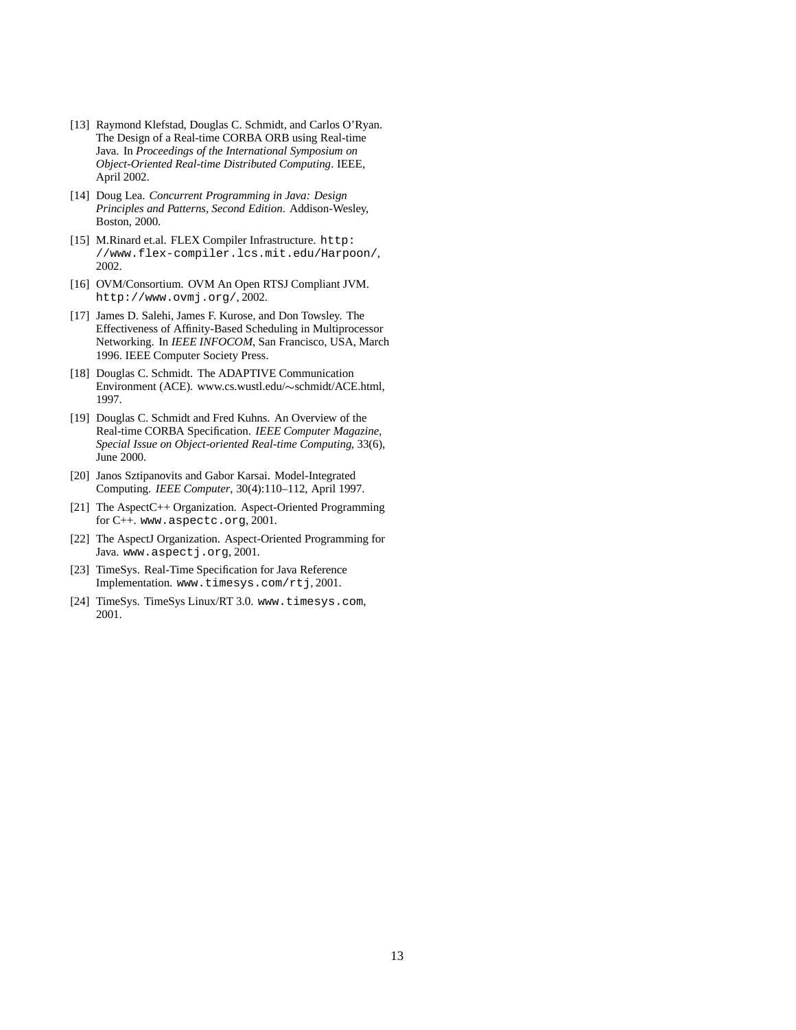[13] Raymond Klefstad, Douglas C. Schmidt, and Carlos O'Ryan. The Design of a Real-time CORBA ORB using Real-time Java. In *Proceedings of the International Symposium on Object-Oriented Real-time Distributed Computing*. IEEE, April 2002.

[14] Doug Lea. *Concurrent Programming in Java: Design Principles and Patterns, Second Edition*. Addison-Wesley, Boston, 2000.

[15] M.Rinard et.al. FLEX Compiler Infrastructure. `http://www.flex-compiler.lcs.mit.edu/Harpoon/`, 2002.

[16] OVM/Consortium. OVM An Open RTSJ Compliant JVM. `http://www.ovmj.org/`, 2002.

[17] James D. Salehi, James F. Kurose, and Don Towsley. The Effectiveness of Affinity-Based Scheduling in Multiprocessor Networking. In *IEEE INFOCOM*, San Francisco, USA, March 1996. IEEE Computer Society Press.

[18] Douglas C. Schmidt. The ADAPTIVE Communication Environment (ACE). www.cs.wustl.edu/∼schmidt/ACE.html, 1997.

[19] Douglas C. Schmidt and Fred Kuhns. An Overview of the Real-time CORBA Specification. *IEEE Computer Magazine, Special Issue on Object-oriented Real-time Computing*, 33(6), June 2000.

[20] Janos Sztipanovits and Gabor Karsai. Model-Integrated Computing. *IEEE Computer*, 30(4):110–112, April 1997.

[21] The AspectC++ Organization. Aspect-Oriented Programming for C++. `www.aspectc.org`, 2001.

[22] The AspectJ Organization. Aspect-Oriented Programming for Java. `www.aspectj.org`, 2001.

[23] TimeSys. Real-Time Specification for Java Reference Implementation. `www.timesys.com/rtj`, 2001.

[24] TimeSys. TimeSys Linux/RT 3.0. `www.timesys.com`, 2001.